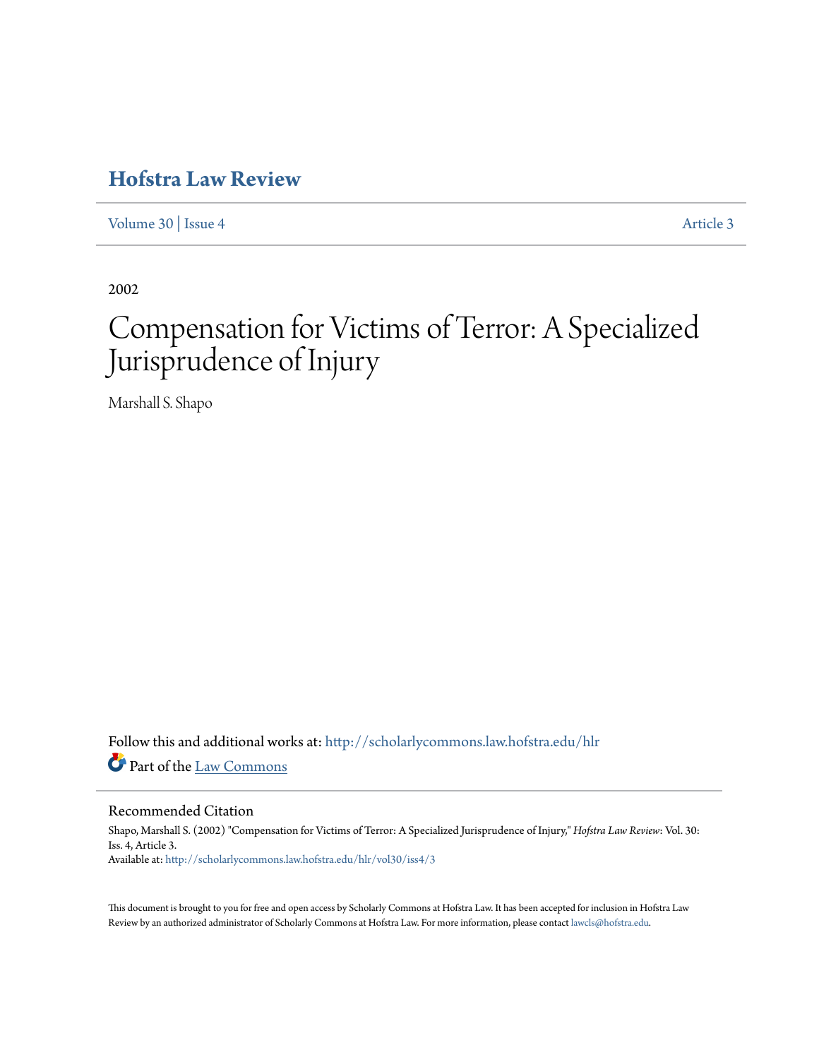# Hofstra Law Review

Volume 30 | Issue 4 Article 3

2002

# Compensation for Victims of Terror: A Specialized Jurisprudence of Injury

Marshall S. Shapo

Follow this and additional works at: http://scholarlycommons.law.hofstra.edu/hlr

Part of the Law Commons

## Recommended Citation

Shapo, Marshall S. (2002) "Compensation for Victims of Terror: A Specialized Jurisprudence of Injury," *Hofstra Law Review*: Vol. 30: Iss. 4, Article 3.
Available at: http://scholarlycommons.law.hofstra.edu/hlr/vol30/iss4/3

This document is brought to you for free and open access by Scholarly Commons at Hofstra Law. It has been accepted for inclusion in Hofstra Law Review by an authorized administrator of Scholarly Commons at Hofstra Law. For more information, please contact lawcls@hofstra.edu.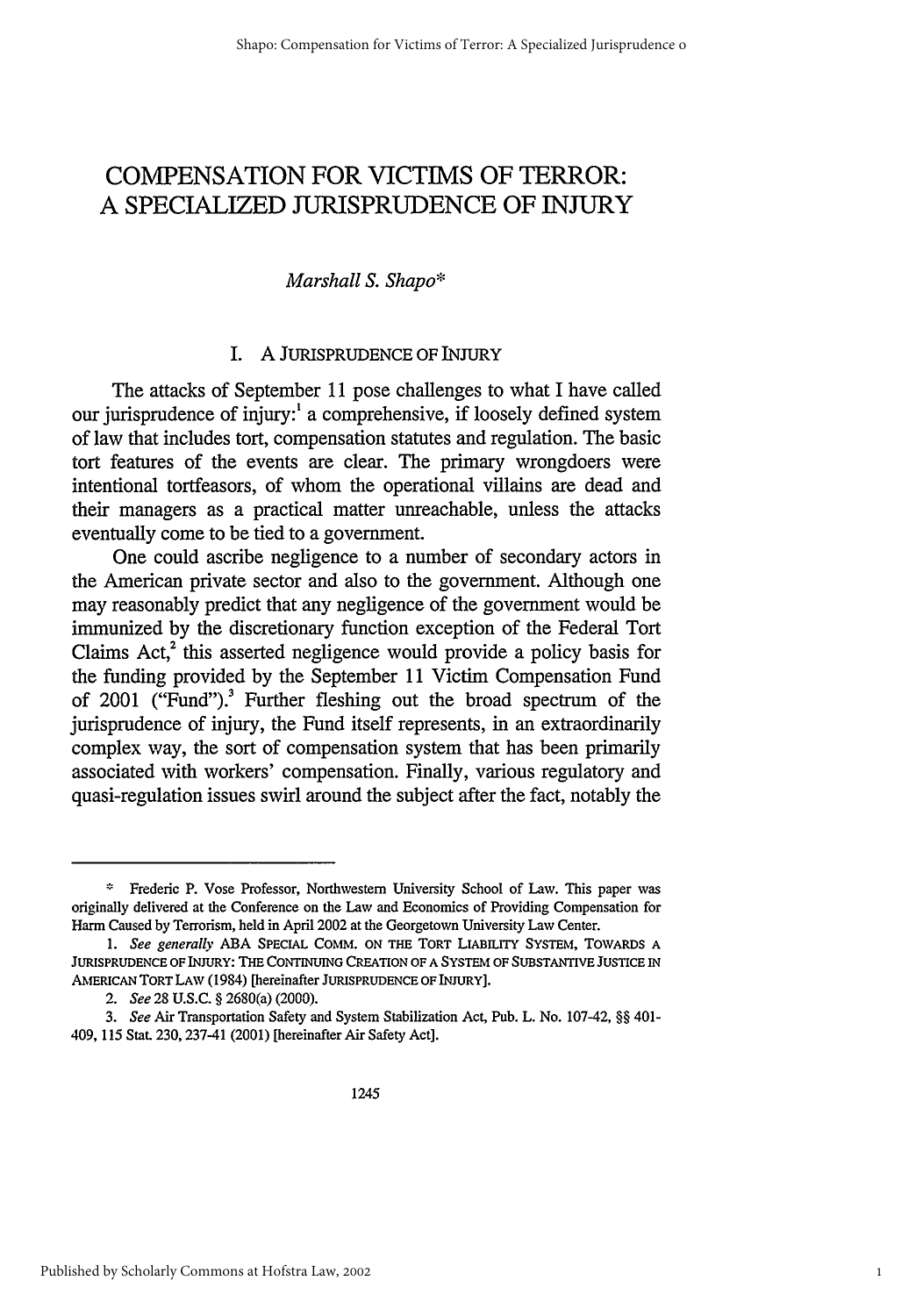# COMPENSATION FOR VICTIMS OF TERROR: A SPECIALIZED JURISPRUDENCE OF INJURY

*Marshall S. Shapo**

## I. A JURISPRUDENCE OF INJURY

The attacks of September 11 pose challenges to what I have called our jurisprudence of injury:[1] a comprehensive, if loosely defined system of law that includes tort, compensation statutes and regulation. The basic tort features of the events are clear. The primary wrongdoers were intentional tortfeasors, of whom the operational villains are dead and their managers as a practical matter unreachable, unless the attacks eventually come to be tied to a government.

One could ascribe negligence to a number of secondary actors in the American private sector and also to the government. Although one may reasonably predict that any negligence of the government would be immunized by the discretionary function exception of the Federal Tort Claims Act,[2] this asserted negligence would provide a policy basis for the funding provided by the September 11 Victim Compensation Fund of 2001 ("Fund").[3] Further fleshing out the broad spectrum of the jurisprudence of injury, the Fund itself represents, in an extraordinarily complex way, the sort of compensation system that has been primarily associated with workers' compensation. Finally, various regulatory and quasi-regulation issues swirl around the subject after the fact, notably the

---

\* Frederic P. Vose Professor, Northwestern University School of Law. This paper was originally delivered at the Conference on the Law and Economics of Providing Compensation for Harm Caused by Terrorism, held in April 2002 at the Georgetown University Law Center.

1. *See generally* ABA SPECIAL COMM. ON THE TORT LIABILITY SYSTEM, TOWARDS A JURISPRUDENCE OF INJURY: THE CONTINUING CREATION OF A SYSTEM OF SUBSTANTIVE JUSTICE IN AMERICAN TORT LAW (1984) [hereinafter JURISPRUDENCE OF INJURY].

2. *See* 28 U.S.C. § 2680(a) (2000).

3. *See* Air Transportation Safety and System Stabilization Act, Pub. L. No. 107-42, §§ 401-409, 115 Stat. 230, 237-41 (2001) [hereinafter Air Safety Act].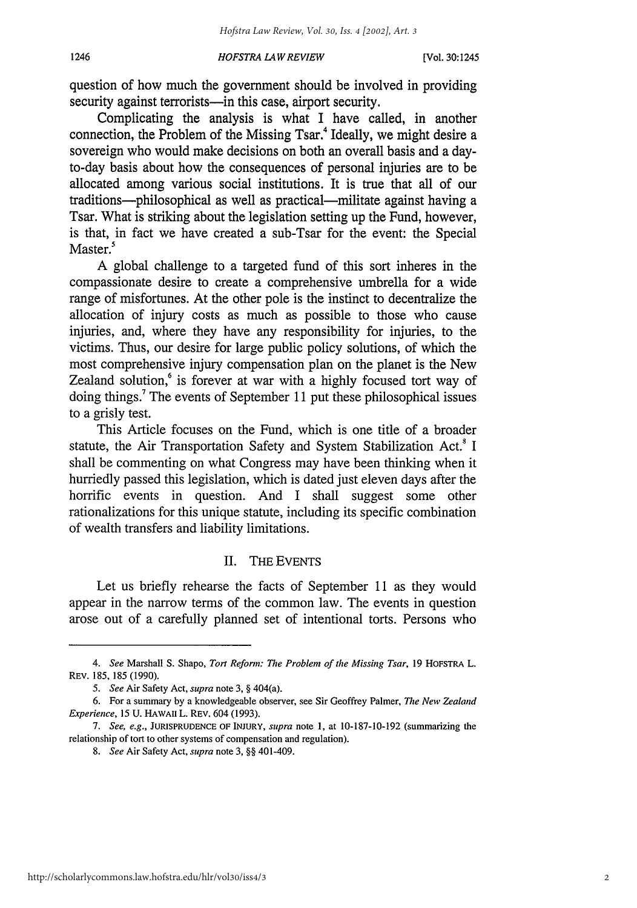question of how much the government should be involved in providing security against terrorists—in this case, airport security.

Complicating the analysis is what I have called, in another connection, the Problem of the Missing Tsar.[4] Ideally, we might desire a sovereign who would make decisions on both an overall basis and a day-to-day basis about how the consequences of personal injuries are to be allocated among various social institutions. It is true that all of our traditions—philosophical as well as practical—militate against having a Tsar. What is striking about the legislation setting up the Fund, however, is that, in fact we have created a sub-Tsar for the event: the Special Master.[5]

A global challenge to a targeted fund of this sort inheres in the compassionate desire to create a comprehensive umbrella for a wide range of misfortunes. At the other pole is the instinct to decentralize the allocation of injury costs as much as possible to those who cause injuries, and, where they have any responsibility for injuries, to the victims. Thus, our desire for large public policy solutions, of which the most comprehensive injury compensation plan on the planet is the New Zealand solution,[6] is forever at war with a highly focused tort way of doing things.[7] The events of September 11 put these philosophical issues to a grisly test.

This Article focuses on the Fund, which is one title of a broader statute, the Air Transportation Safety and System Stabilization Act.[8] I shall be commenting on what Congress may have been thinking when it hurriedly passed this legislation, which is dated just eleven days after the horrific events in question. And I shall suggest some other rationalizations for this unique statute, including its specific combination of wealth transfers and liability limitations.

## II. THE EVENTS

Let us briefly rehearse the facts of September 11 as they would appear in the narrow terms of the common law. The events in question arose out of a carefully planned set of intentional torts. Persons who

---

4. *See* Marshall S. Shapo, *Tort Reform: The Problem of the Missing Tsar*, 19 HOFSTRA L. REV. 185, 185 (1990).

5. *See* Air Safety Act, *supra* note 3, § 404(a).

6. For a summary by a knowledgeable observer, see Sir Geoffrey Palmer, *The New Zealand Experience*, 15 U. HAWAII L. REV. 604 (1993).

7. *See, e.g.*, JURISPRUDENCE OF INJURY, *supra* note 1, at 10-187-10-192 (summarizing the relationship of tort to other systems of compensation and regulation).

8. *See* Air Safety Act, *supra* note 3, §§ 401-409.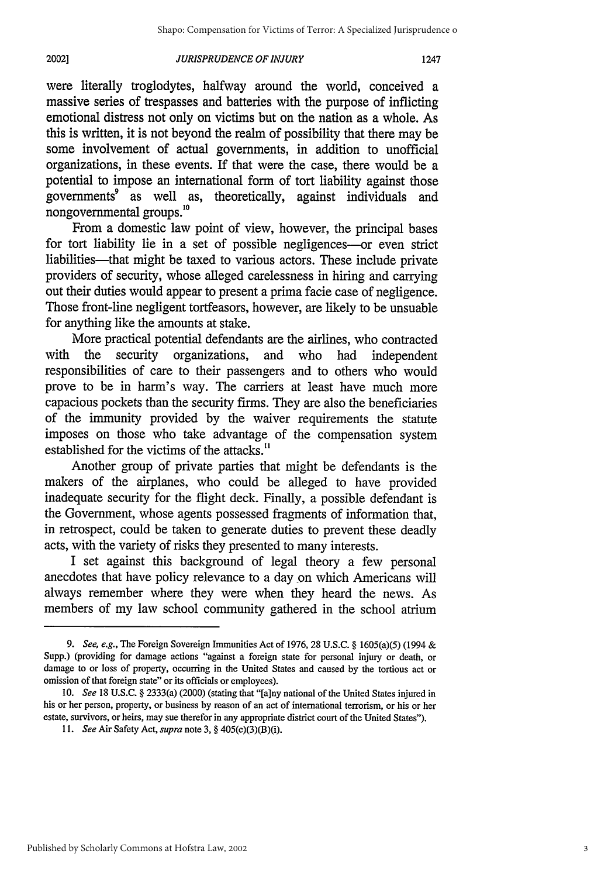were literally troglodytes, halfway around the world, conceived a massive series of trespasses and batteries with the purpose of inflicting emotional distress not only on victims but on the nation as a whole. As this is written, it is not beyond the realm of possibility that there may be some involvement of actual governments, in addition to unofficial organizations, in these events. If that were the case, there would be a potential to impose an international form of tort liability against those governments[9] as well as, theoretically, against individuals and nongovernmental groups.[10]

From a domestic law point of view, however, the principal bases for tort liability lie in a set of possible negligences—or even strict liabilities—that might be taxed to various actors. These include private providers of security, whose alleged carelessness in hiring and carrying out their duties would appear to present a prima facie case of negligence. Those front-line negligent tortfeasors, however, are likely to be unsuable for anything like the amounts at stake.

More practical potential defendants are the airlines, who contracted with the security organizations, and who had independent responsibilities of care to their passengers and to others who would prove to be in harm's way. The carriers at least have much more capacious pockets than the security firms. They are also the beneficiaries of the immunity provided by the waiver requirements the statute imposes on those who take advantage of the compensation system established for the victims of the attacks.[11]

Another group of private parties that might be defendants is the makers of the airplanes, who could be alleged to have provided inadequate security for the flight deck. Finally, a possible defendant is the Government, whose agents possessed fragments of information that, in retrospect, could be taken to generate duties to prevent these deadly acts, with the variety of risks they presented to many interests.

I set against this background of legal theory a few personal anecdotes that have policy relevance to a day on which Americans will always remember where they were when they heard the news. As members of my law school community gathered in the school atrium

---

9. *See, e.g.*, The Foreign Sovereign Immunities Act of 1976, 28 U.S.C. § 1605(a)(5) (1994 & Supp.) (providing for damage actions "against a foreign state for personal injury or death, or damage to or loss of property, occurring in the United States and caused by the tortious act or omission of that foreign state" or its officials or employees).

10. *See* 18 U.S.C. § 2333(a) (2000) (stating that "[a]ny national of the United States injured in his or her person, property, or business by reason of an act of international terrorism, or his or her estate, survivors, or heirs, may sue therefor in any appropriate district court of the United States").

11. *See* Air Safety Act, *supra* note 3, § 405(c)(3)(B)(i).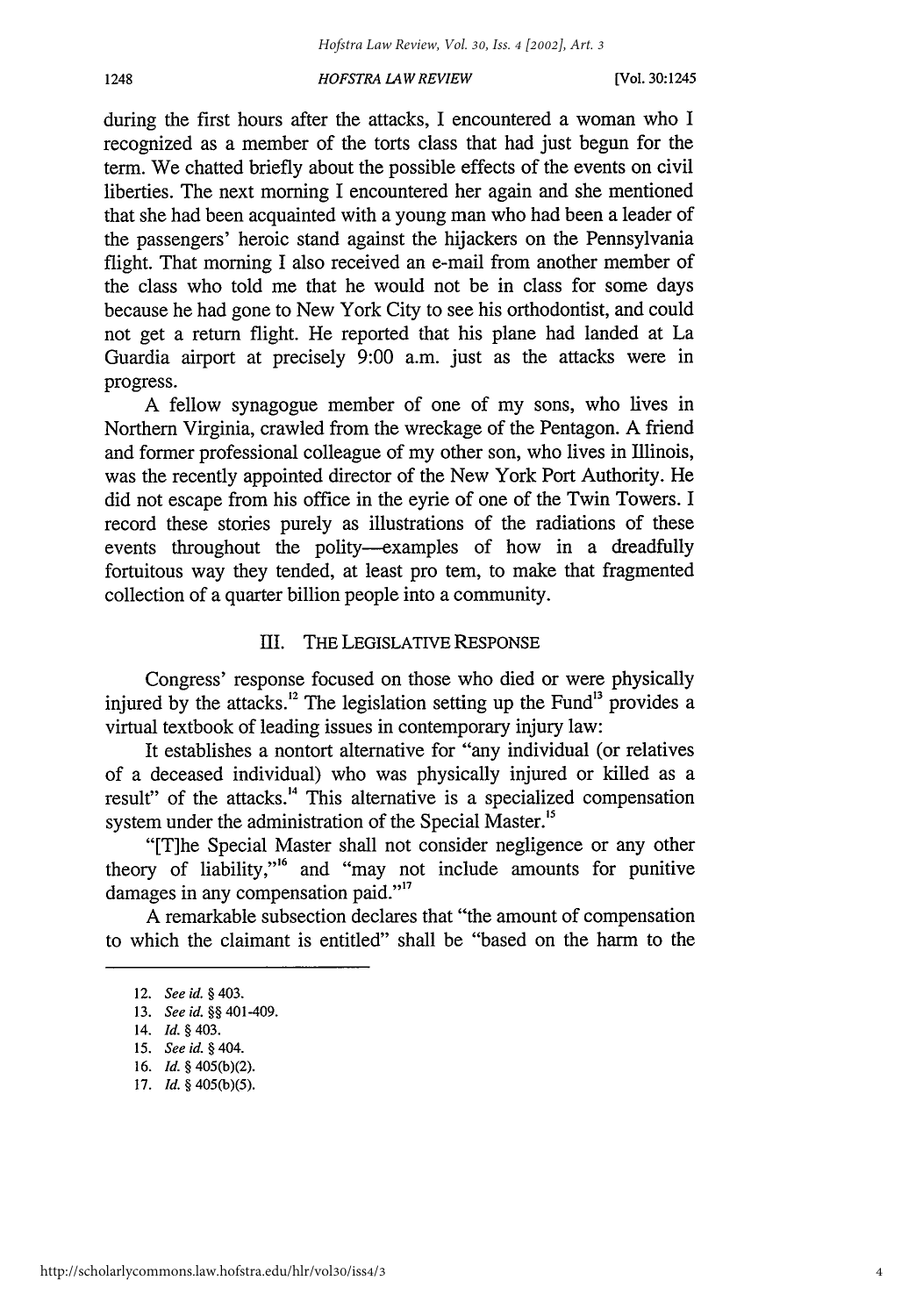during the first hours after the attacks, I encountered a woman who I recognized as a member of the torts class that had just begun for the term. We chatted briefly about the possible effects of the events on civil liberties. The next morning I encountered her again and she mentioned that she had been acquainted with a young man who had been a leader of the passengers' heroic stand against the hijackers on the Pennsylvania flight. That morning I also received an e-mail from another member of the class who told me that he would not be in class for some days because he had gone to New York City to see his orthodontist, and could not get a return flight. He reported that his plane had landed at La Guardia airport at precisely 9:00 a.m. just as the attacks were in progress.

A fellow synagogue member of one of my sons, who lives in Northern Virginia, crawled from the wreckage of the Pentagon. A friend and former professional colleague of my other son, who lives in Illinois, was the recently appointed director of the New York Port Authority. He did not escape from his office in the eyrie of one of the Twin Towers. I record these stories purely as illustrations of the radiations of these events throughout the polity—examples of how in a dreadfully fortuitous way they tended, at least pro tem, to make that fragmented collection of a quarter billion people into a community.

## III. THE LEGISLATIVE RESPONSE

Congress' response focused on those who died or were physically injured by the attacks.[12] The legislation setting up the Fund[13] provides a virtual textbook of leading issues in contemporary injury law:

It establishes a nontort alternative for "any individual (or relatives of a deceased individual) who was physically injured or killed as a result" of the attacks.[14] This alternative is a specialized compensation system under the administration of the Special Master.[15]

"[T]he Special Master shall not consider negligence or any other theory of liability,"[16] and "may not include amounts for punitive damages in any compensation paid."[17]

A remarkable subsection declares that "the amount of compensation to which the claimant is entitled" shall be "based on the harm to the

12. *See id.* § 403.

13. *See id.* §§ 401-409.

14. *Id.* § 403.

15. *See id.* § 404.

16. *Id.* § 405(b)(2).

17. *Id.* § 405(b)(5).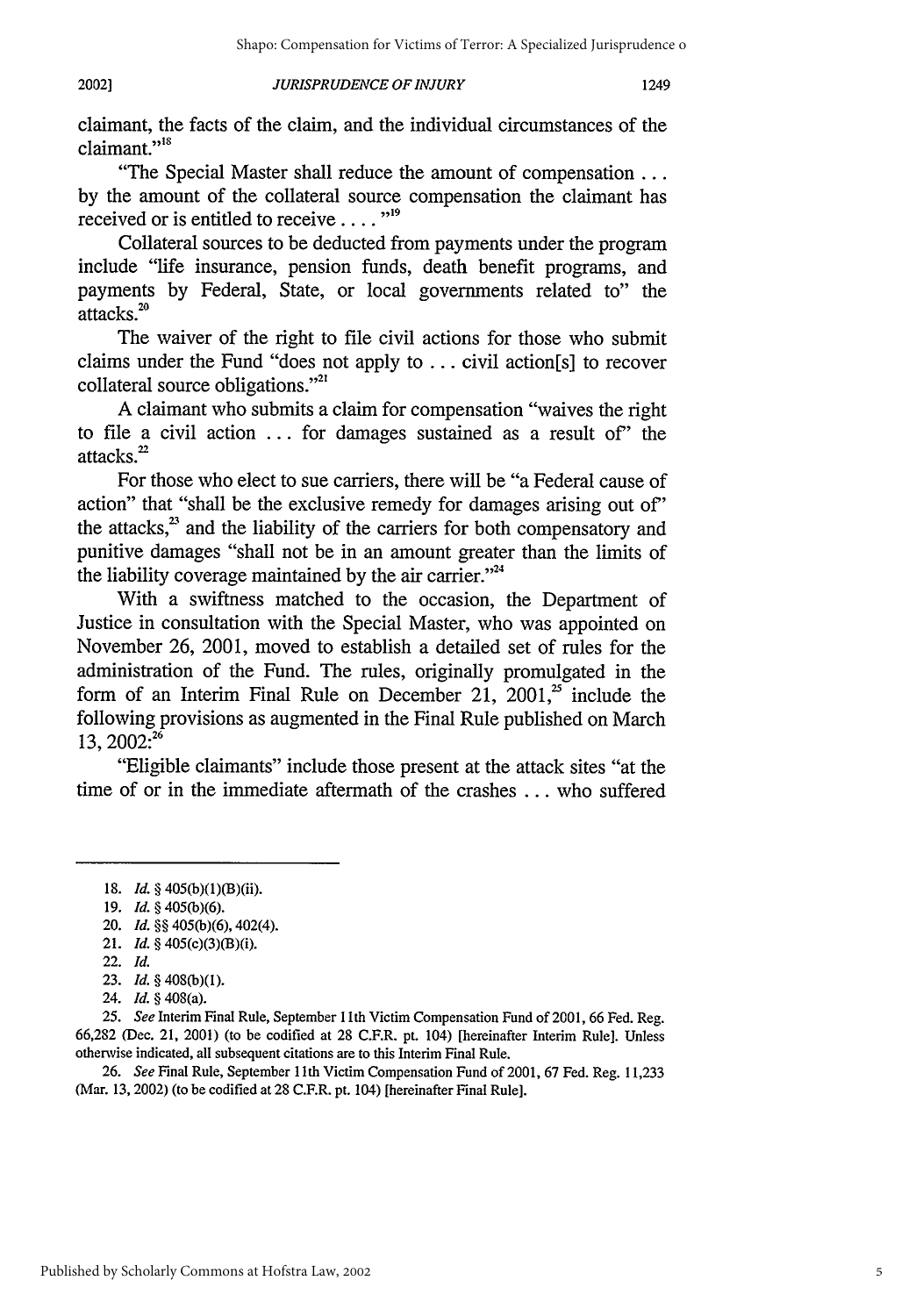claimant, the facts of the claim, and the individual circumstances of the claimant."[18]

"The Special Master shall reduce the amount of compensation . . . by the amount of the collateral source compensation the claimant has received or is entitled to receive . . . ."[19]

Collateral sources to be deducted from payments under the program include "life insurance, pension funds, death benefit programs, and payments by Federal, State, or local governments related to" the attacks.[20]

The waiver of the right to file civil actions for those who submit claims under the Fund "does not apply to . . . civil action[s] to recover collateral source obligations."[21]

A claimant who submits a claim for compensation "waives the right to file a civil action . . . for damages sustained as a result of" the attacks.[22]

For those who elect to sue carriers, there will be "a Federal cause of action" that "shall be the exclusive remedy for damages arising out of" the attacks,[23] and the liability of the carriers for both compensatory and punitive damages "shall not be in an amount greater than the limits of the liability coverage maintained by the air carrier."[24]

With a swiftness matched to the occasion, the Department of Justice in consultation with the Special Master, who was appointed on November 26, 2001, moved to establish a detailed set of rules for the administration of the Fund. The rules, originally promulgated in the form of an Interim Final Rule on December 21, 2001,[25] include the following provisions as augmented in the Final Rule published on March 13, 2002:[26]

"Eligible claimants" include those present at the attack sites "at the time of or in the immediate aftermath of the crashes . . . who suffered

---

18. *Id.* § 405(b)(1)(B)(ii).

19. *Id.* § 405(b)(6).

20. *Id.* §§ 405(b)(6), 402(4).

21. *Id.* § 405(c)(3)(B)(i).

22. *Id.*

23. *Id.* § 408(b)(1).

24. *Id.* § 408(a).

25. *See* Interim Final Rule, September 11th Victim Compensation Fund of 2001, 66 Fed. Reg. 66,282 (Dec. 21, 2001) (to be codified at 28 C.F.R. pt. 104) [hereinafter Interim Rule]. Unless otherwise indicated, all subsequent citations are to this Interim Final Rule.

26. *See* Final Rule, September 11th Victim Compensation Fund of 2001, 67 Fed. Reg. 11,233 (Mar. 13, 2002) (to be codified at 28 C.F.R. pt. 104) [hereinafter Final Rule].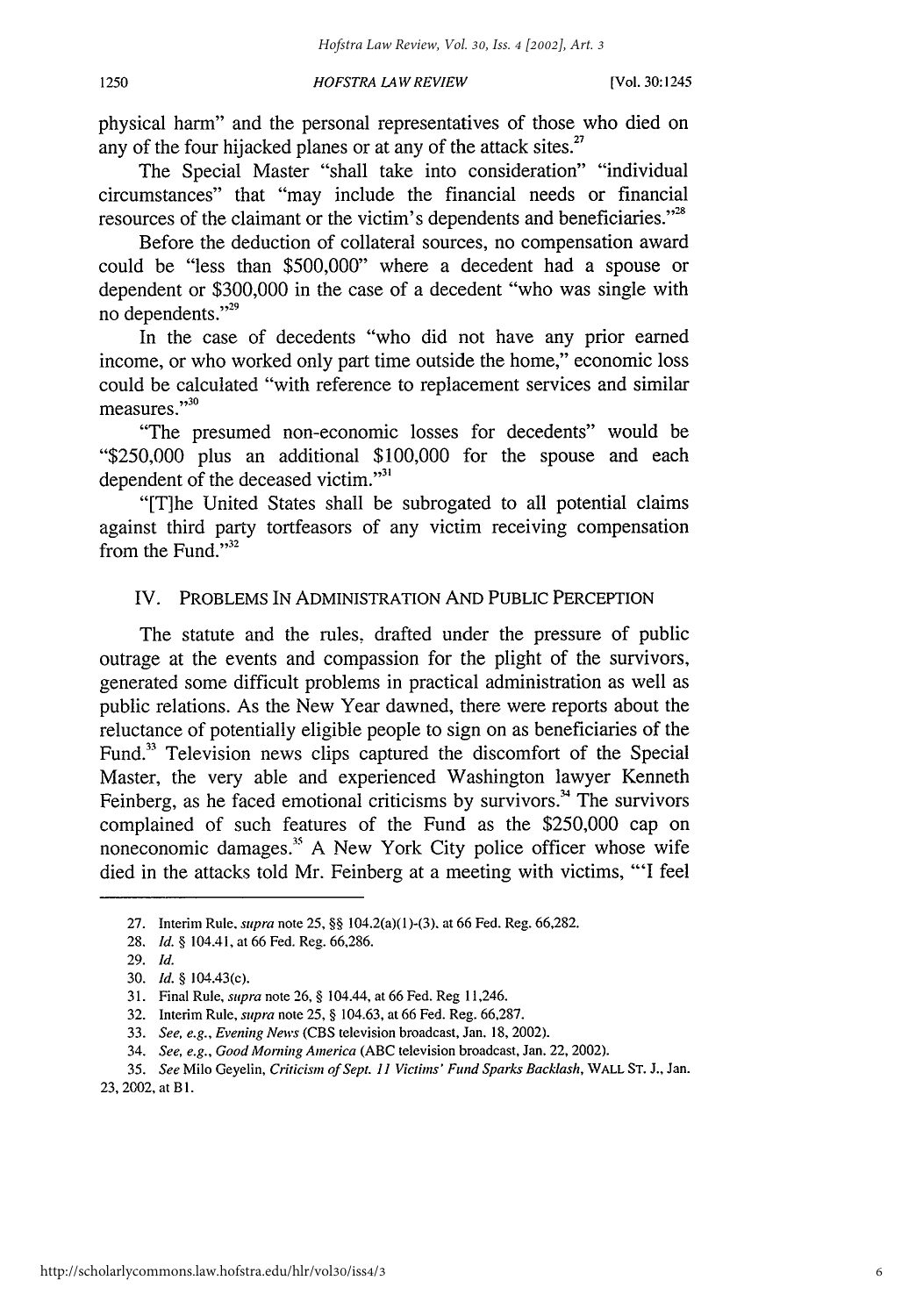physical harm" and the personal representatives of those who died on any of the four hijacked planes or at any of the attack sites.[27]

The Special Master "shall take into consideration" "individual circumstances" that "may include the financial needs or financial resources of the claimant or the victim's dependents and beneficiaries."[28]

Before the deduction of collateral sources, no compensation award could be "less than $500,000" where a decedent had a spouse or dependent or $300,000 in the case of a decedent "who was single with no dependents."[29]

In the case of decedents "who did not have any prior earned income, or who worked only part time outside the home," economic loss could be calculated "with reference to replacement services and similar measures."[30]

"The presumed non-economic losses for decedents" would be "$250,000 plus an additional $100,000 for the spouse and each dependent of the deceased victim."[31]

"[T]he United States shall be subrogated to all potential claims against third party tortfeasors of any victim receiving compensation from the Fund."[32]

## IV. PROBLEMS IN ADMINISTRATION AND PUBLIC PERCEPTION

The statute and the rules, drafted under the pressure of public outrage at the events and compassion for the plight of the survivors, generated some difficult problems in practical administration as well as public relations. As the New Year dawned, there were reports about the reluctance of potentially eligible people to sign on as beneficiaries of the Fund.[33] Television news clips captured the discomfort of the Special Master, the very able and experienced Washington lawyer Kenneth Feinberg, as he faced emotional criticisms by survivors.[34] The survivors complained of such features of the Fund as the $250,000 cap on noneconomic damages.[35] A New York City police officer whose wife died in the attacks told Mr. Feinberg at a meeting with victims, "'I feel

---

27. Interim Rule, *supra* note 25, §§ 104.2(a)(1)-(3), at 66 Fed. Reg. 66,282.

28. *Id.* § 104.41, at 66 Fed. Reg. 66,286.

29. *Id.*

30. *Id.* § 104.43(c).

31. Final Rule, *supra* note 26, § 104.44, at 66 Fed. Reg 11,246.

32. Interim Rule, *supra* note 25, § 104.63, at 66 Fed. Reg. 66,287.

33. *See, e.g.*, *Evening News* (CBS television broadcast, Jan. 18, 2002).

34. *See, e.g.*, *Good Morning America* (ABC television broadcast, Jan. 22, 2002).

35. *See* Milo Geyelin, *Criticism of Sept. 11 Victims' Fund Sparks Backlash*, WALL ST. J., Jan. 23, 2002, at B1.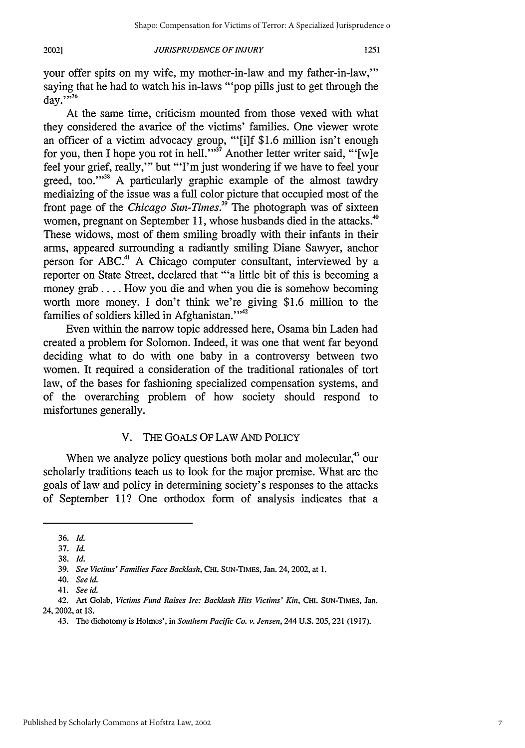your offer spits on my wife, my mother-in-law and my father-in-law,'" saying that he had to watch his in-laws "'pop pills just to get through the day.'"[36]

At the same time, criticism mounted from those vexed with what they considered the avarice of the victims' families. One viewer wrote an officer of a victim advocacy group, "'[i]f $1.6 million isn't enough for you, then I hope you rot in hell.'"[37] Another letter writer said, "'[w]e feel your grief, really,'" but "'I'm just wondering if we have to feel your greed, too.'"[38] A particularly graphic example of the almost tawdry mediaizing of the issue was a full color picture that occupied most of the front page of the *Chicago Sun-Times*.[39] The photograph was of sixteen women, pregnant on September 11, whose husbands died in the attacks.[40] These widows, most of them smiling broadly with their infants in their arms, appeared surrounding a radiantly smiling Diane Sawyer, anchor person for ABC.[41] A Chicago computer consultant, interviewed by a reporter on State Street, declared that "'a little bit of this is becoming a money grab .... How you die and when you die is somehow becoming worth more money. I don't think we're giving $1.6 million to the families of soldiers killed in Afghanistan.'"[42]

Even within the narrow topic addressed here, Osama bin Laden had created a problem for Solomon. Indeed, it was one that went far beyond deciding what to do with one baby in a controversy between two women. It required a consideration of the traditional rationales of tort law, of the bases for fashioning specialized compensation systems, and of the overarching problem of how society should respond to misfortunes generally.

## V. THE GOALS OF LAW AND POLICY

When we analyze policy questions both molar and molecular,[43] our scholarly traditions teach us to look for the major premise. What are the goals of law and policy in determining society's responses to the attacks of September 11? One orthodox form of analysis indicates that a

---

36. *Id.*

37. *Id.*

38. *Id.*

39. *See Victims' Families Face Backlash*, CHI. SUN-TIMES, Jan. 24, 2002, at 1.

40. *See id.*

41. *See id.*

42. Art Golab, *Victims Fund Raises Ire: Backlash Hits Victims' Kin*, CHI. SUN-TIMES, Jan. 24, 2002, at 18.

43. The dichotomy is Holmes', in *Southern Pacific Co. v. Jensen*, 244 U.S. 205, 221 (1917).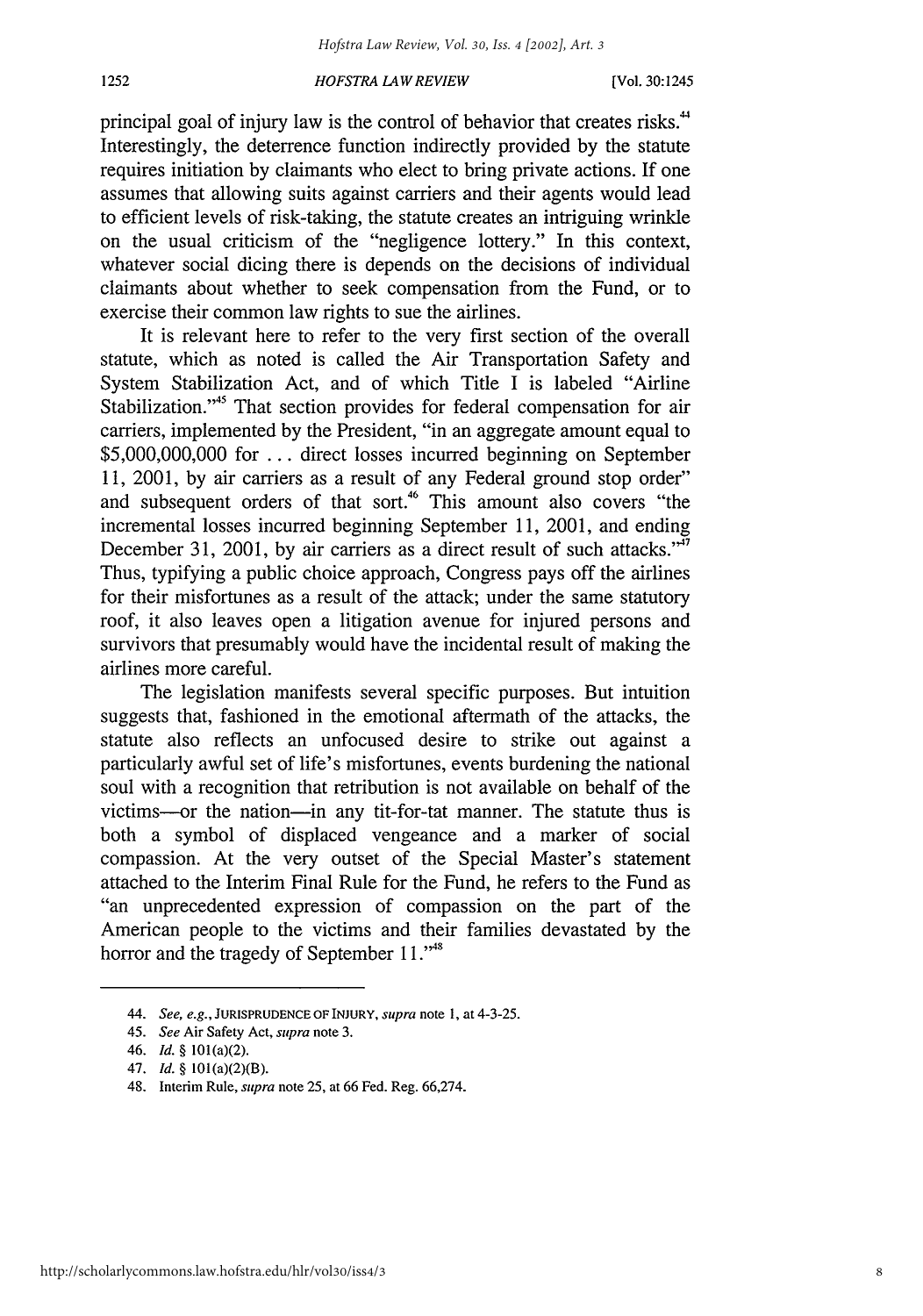principal goal of injury law is the control of behavior that creates risks.[44] Interestingly, the deterrence function indirectly provided by the statute requires initiation by claimants who elect to bring private actions. If one assumes that allowing suits against carriers and their agents would lead to efficient levels of risk-taking, the statute creates an intriguing wrinkle on the usual criticism of the "negligence lottery." In this context, whatever social dicing there is depends on the decisions of individual claimants about whether to seek compensation from the Fund, or to exercise their common law rights to sue the airlines.

It is relevant here to refer to the very first section of the overall statute, which as noted is called the Air Transportation Safety and System Stabilization Act, and of which Title I is labeled "Airline Stabilization."[45] That section provides for federal compensation for air carriers, implemented by the President, "in an aggregate amount equal to $5,000,000,000 for . . . direct losses incurred beginning on September 11, 2001, by air carriers as a result of any Federal ground stop order" and subsequent orders of that sort.[46] This amount also covers "the incremental losses incurred beginning September 11, 2001, and ending December 31, 2001, by air carriers as a direct result of such attacks."[47] Thus, typifying a public choice approach, Congress pays off the airlines for their misfortunes as a result of the attack; under the same statutory roof, it also leaves open a litigation avenue for injured persons and survivors that presumably would have the incidental result of making the airlines more careful.

The legislation manifests several specific purposes. But intuition suggests that, fashioned in the emotional aftermath of the attacks, the statute also reflects an unfocused desire to strike out against a particularly awful set of life's misfortunes, events burdening the national soul with a recognition that retribution is not available on behalf of the victims—or the nation—in any tit-for-tat manner. The statute thus is both a symbol of displaced vengeance and a marker of social compassion. At the very outset of the Special Master's statement attached to the Interim Final Rule for the Fund, he refers to the Fund as "an unprecedented expression of compassion on the part of the American people to the victims and their families devastated by the horror and the tragedy of September 11."[48]

---

44. *See, e.g.*, JURISPRUDENCE OF INJURY, *supra* note 1, at 4-3-25.

45. *See* Air Safety Act, *supra* note 3.

46. *Id.* § 101(a)(2).

47. *Id.* § 101(a)(2)(B).

48. Interim Rule, *supra* note 25, at 66 Fed. Reg. 66,274.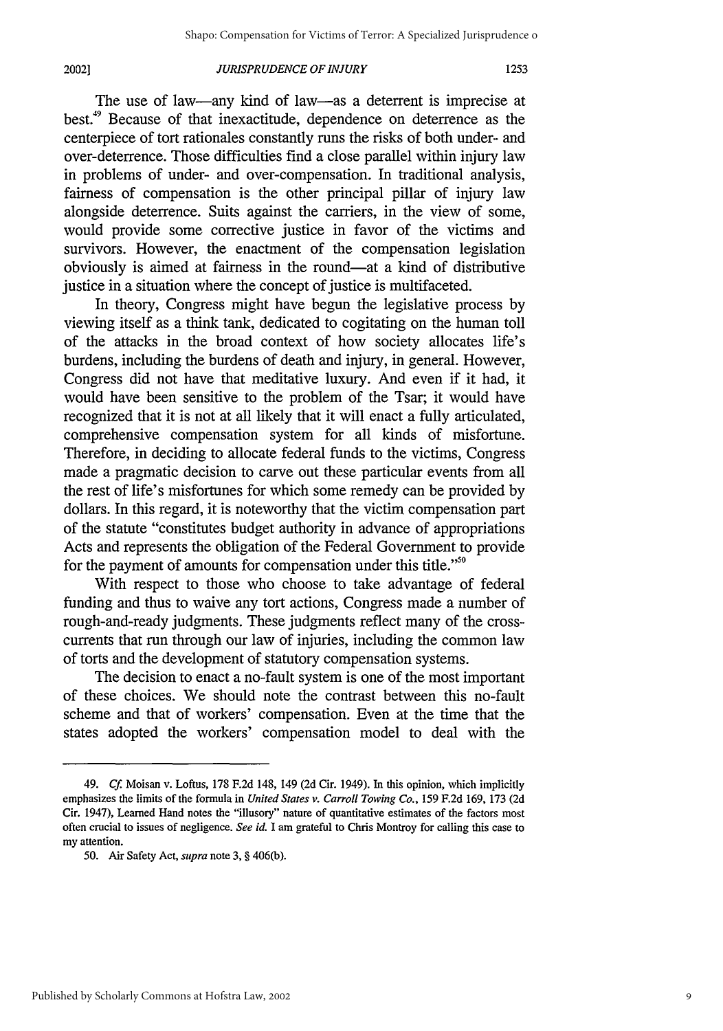The use of law—any kind of law—as a deterrent is imprecise at best.[49] Because of that inexactitude, dependence on deterrence as the centerpiece of tort rationales constantly runs the risks of both under- and over-deterrence. Those difficulties find a close parallel within injury law in problems of under- and over-compensation. In traditional analysis, fairness of compensation is the other principal pillar of injury law alongside deterrence. Suits against the carriers, in the view of some, would provide some corrective justice in favor of the victims and survivors. However, the enactment of the compensation legislation obviously is aimed at fairness in the round—at a kind of distributive justice in a situation where the concept of justice is multifaceted.

In theory, Congress might have begun the legislative process by viewing itself as a think tank, dedicated to cogitating on the human toll of the attacks in the broad context of how society allocates life's burdens, including the burdens of death and injury, in general. However, Congress did not have that meditative luxury. And even if it had, it would have been sensitive to the problem of the Tsar; it would have recognized that it is not at all likely that it will enact a fully articulated, comprehensive compensation system for all kinds of misfortune. Therefore, in deciding to allocate federal funds to the victims, Congress made a pragmatic decision to carve out these particular events from all the rest of life's misfortunes for which some remedy can be provided by dollars. In this regard, it is noteworthy that the victim compensation part of the statute "constitutes budget authority in advance of appropriations Acts and represents the obligation of the Federal Government to provide for the payment of amounts for compensation under this title."[50]

With respect to those who choose to take advantage of federal funding and thus to waive any tort actions, Congress made a number of rough-and-ready judgments. These judgments reflect many of the cross-currents that run through our law of injuries, including the common law of torts and the development of statutory compensation systems.

The decision to enact a no-fault system is one of the most important of these choices. We should note the contrast between this no-fault scheme and that of workers' compensation. Even at the time that the states adopted the workers' compensation model to deal with the

---

49. *Cf.* Moisan v. Loftus, 178 F.2d 148, 149 (2d Cir. 1949). In this opinion, which implicitly emphasizes the limits of the formula in *United States v. Carroll Towing Co.*, 159 F.2d 169, 173 (2d Cir. 1947), Learned Hand notes the "illusory" nature of quantitative estimates of the factors most often crucial to issues of negligence. *See id.* I am grateful to Chris Montroy for calling this case to my attention.

50. Air Safety Act, *supra* note 3, § 406(b).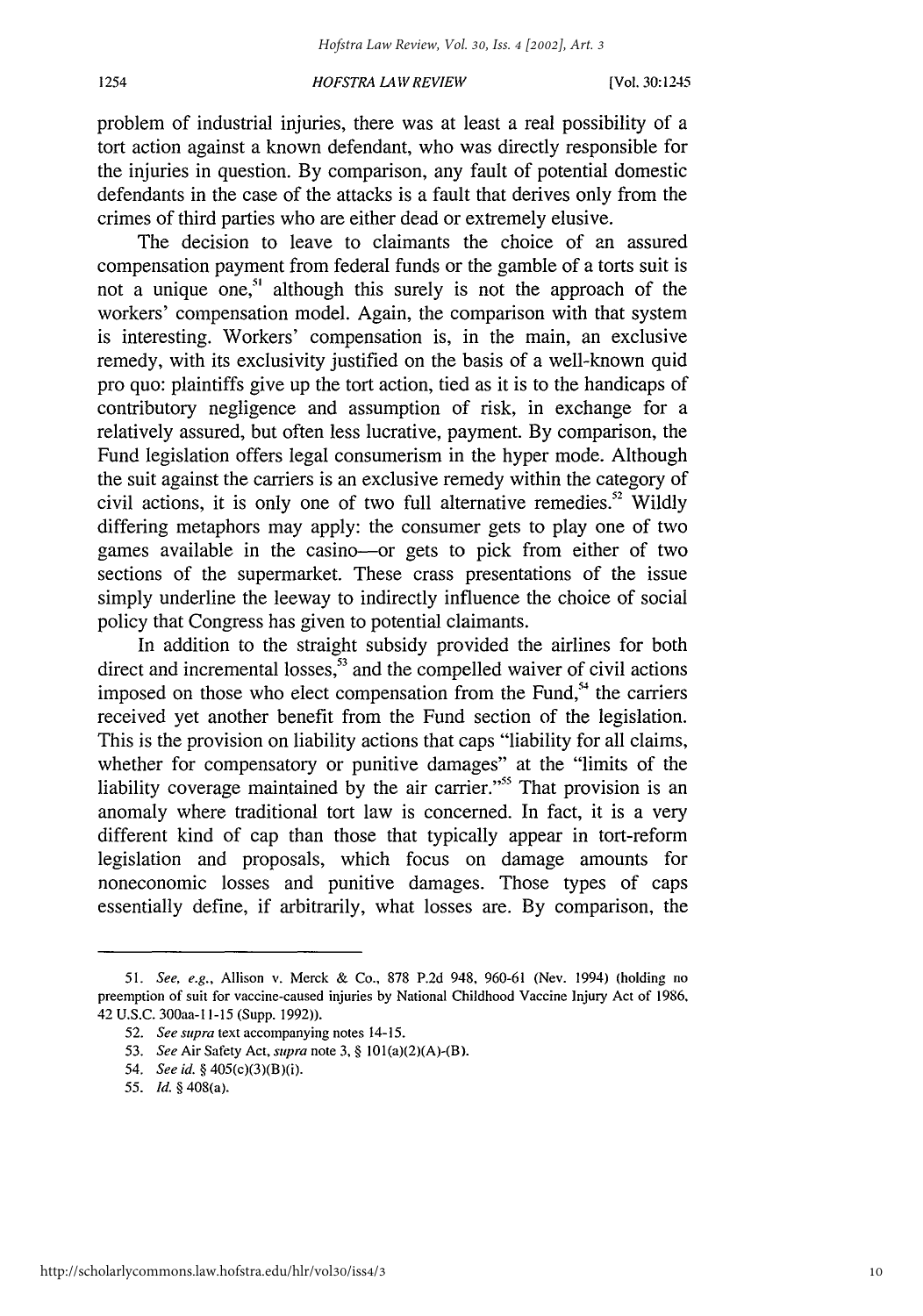problem of industrial injuries, there was at least a real possibility of a tort action against a known defendant, who was directly responsible for the injuries in question. By comparison, any fault of potential domestic defendants in the case of the attacks is a fault that derives only from the crimes of third parties who are either dead or extremely elusive.

The decision to leave to claimants the choice of an assured compensation payment from federal funds or the gamble of a torts suit is not a unique one,[51] although this surely is not the approach of the workers' compensation model. Again, the comparison with that system is interesting. Workers' compensation is, in the main, an exclusive remedy, with its exclusivity justified on the basis of a well-known quid pro quo: plaintiffs give up the tort action, tied as it is to the handicaps of contributory negligence and assumption of risk, in exchange for a relatively assured, but often less lucrative, payment. By comparison, the Fund legislation offers legal consumerism in the hyper mode. Although the suit against the carriers is an exclusive remedy within the category of civil actions, it is only one of two full alternative remedies.[52] Wildly differing metaphors may apply: the consumer gets to play one of two games available in the casino—or gets to pick from either of two sections of the supermarket. These crass presentations of the issue simply underline the leeway to indirectly influence the choice of social policy that Congress has given to potential claimants.

In addition to the straight subsidy provided the airlines for both direct and incremental losses,[53] and the compelled waiver of civil actions imposed on those who elect compensation from the Fund,[54] the carriers received yet another benefit from the Fund section of the legislation. This is the provision on liability actions that caps "liability for all claims, whether for compensatory or punitive damages" at the "limits of the liability coverage maintained by the air carrier."[55] That provision is an anomaly where traditional tort law is concerned. In fact, it is a very different kind of cap than those that typically appear in tort-reform legislation and proposals, which focus on damage amounts for noneconomic losses and punitive damages. Those types of caps essentially define, if arbitrarily, what losses are. By comparison, the

---

51. *See, e.g.*, Allison v. Merck & Co., 878 P.2d 948, 960-61 (Nev. 1994) (holding no preemption of suit for vaccine-caused injuries by National Childhood Vaccine Injury Act of 1986, 42 U.S.C. 300aa-11-15 (Supp. 1992)).

52. *See supra* text accompanying notes 14-15.

53. *See* Air Safety Act, *supra* note 3, § 101(a)(2)(A)-(B).

54. *See id.* § 405(c)(3)(B)(i).

55. *Id.* § 408(a).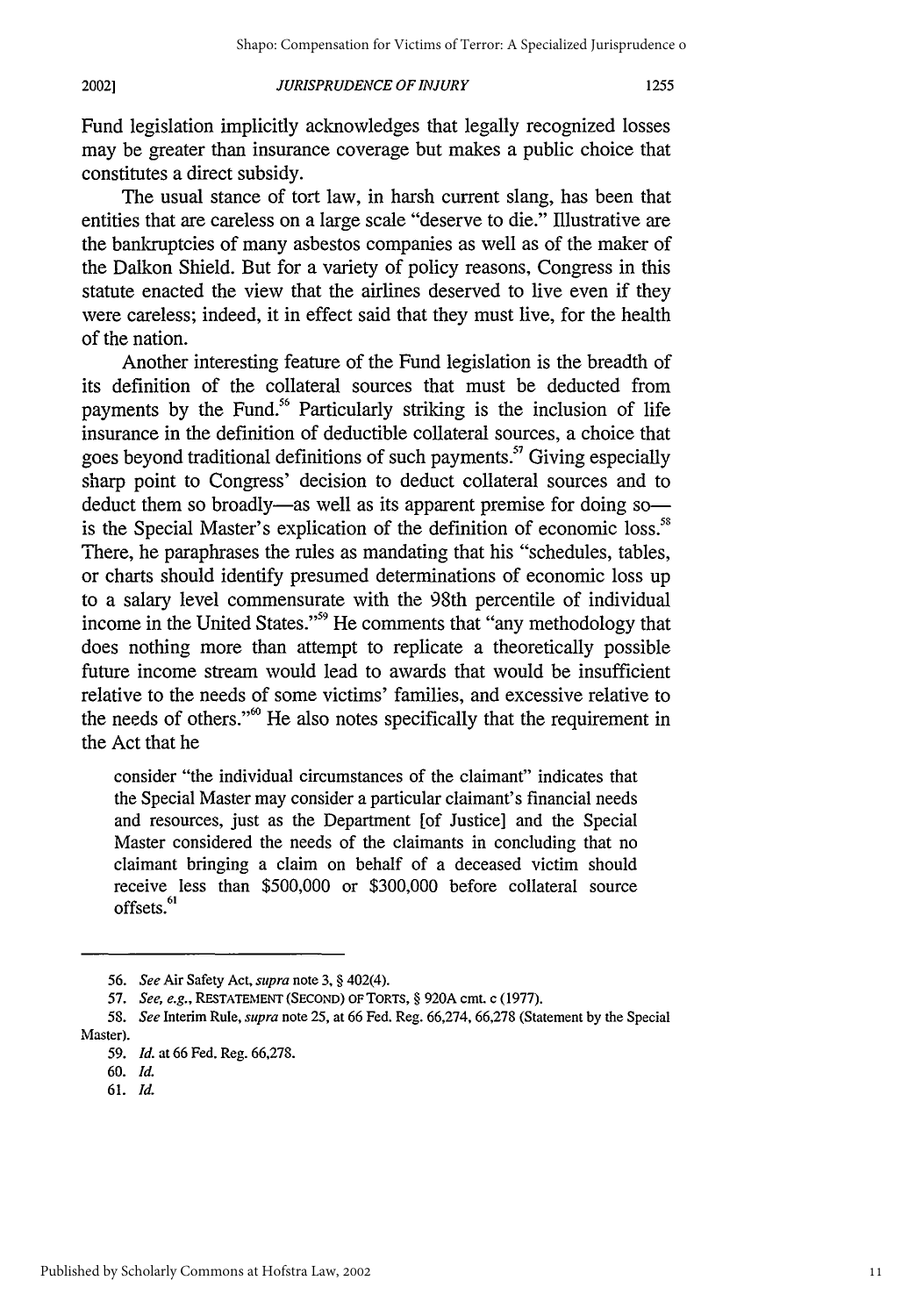Fund legislation implicitly acknowledges that legally recognized losses may be greater than insurance coverage but makes a public choice that constitutes a direct subsidy.

The usual stance of tort law, in harsh current slang, has been that entities that are careless on a large scale "deserve to die." Illustrative are the bankruptcies of many asbestos companies as well as of the maker of the Dalkon Shield. But for a variety of policy reasons, Congress in this statute enacted the view that the airlines deserved to live even if they were careless; indeed, it in effect said that they must live, for the health of the nation.

Another interesting feature of the Fund legislation is the breadth of its definition of the collateral sources that must be deducted from payments by the Fund.[56] Particularly striking is the inclusion of life insurance in the definition of deductible collateral sources, a choice that goes beyond traditional definitions of such payments.[57] Giving especially sharp point to Congress' decision to deduct collateral sources and to deduct them so broadly—as well as its apparent premise for doing so—is the Special Master's explication of the definition of economic loss.[58] There, he paraphrases the rules as mandating that his "schedules, tables, or charts should identify presumed determinations of economic loss up to a salary level commensurate with the 98th percentile of individual income in the United States."[59] He comments that "any methodology that does nothing more than attempt to replicate a theoretically possible future income stream would lead to awards that would be insufficient relative to the needs of some victims' families, and excessive relative to the needs of others."[60] He also notes specifically that the requirement in the Act that he

> consider "the individual circumstances of the claimant" indicates that the Special Master may consider a particular claimant's financial needs and resources, just as the Department [of Justice] and the Special Master considered the needs of the claimants in concluding that no claimant bringing a claim on behalf of a deceased victim should receive less than $500,000 or $300,000 before collateral source offsets.[61]

---

56. *See* Air Safety Act, *supra* note 3, § 402(4).

57. *See, e.g.*, RESTATEMENT (SECOND) OF TORTS, § 920A cmt. c (1977).

58. *See* Interim Rule, *supra* note 25, at 66 Fed. Reg. 66,274, 66,278 (Statement by the Special Master).

59. *Id.* at 66 Fed. Reg. 66,278.

60. *Id.*

61. *Id.*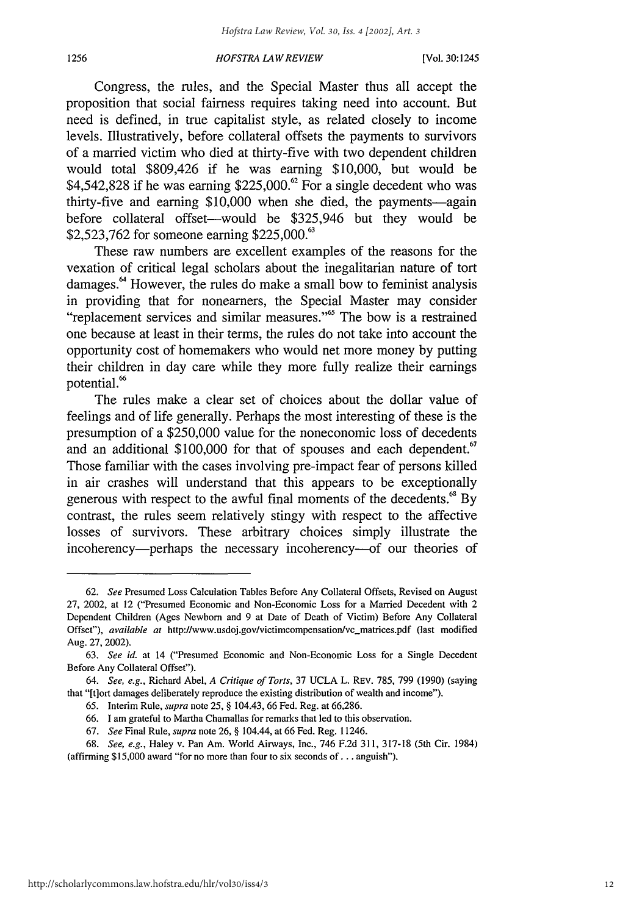Congress, the rules, and the Special Master thus all accept the proposition that social fairness requires taking need into account. But need is defined, in true capitalist style, as related closely to income levels. Illustratively, before collateral offsets the payments to survivors of a married victim who died at thirty-five with two dependent children would total $809,426 if he was earning $10,000, but would be $4,542,828 if he was earning $225,000.[62] For a single decedent who was thirty-five and earning $10,000 when she died, the payments—again before collateral offset—would be $325,946 but they would be $2,523,762 for someone earning $225,000.[63]

These raw numbers are excellent examples of the reasons for the vexation of critical legal scholars about the inegalitarian nature of tort damages.[64] However, the rules do make a small bow to feminist analysis in providing that for nonearners, the Special Master may consider "replacement services and similar measures."[65] The bow is a restrained one because at least in their terms, the rules do not take into account the opportunity cost of homemakers who would net more money by putting their children in day care while they more fully realize their earnings potential.[66]

The rules make a clear set of choices about the dollar value of feelings and of life generally. Perhaps the most interesting of these is the presumption of a $250,000 value for the noneconomic loss of decedents and an additional $100,000 for that of spouses and each dependent.[67] Those familiar with the cases involving pre-impact fear of persons killed in air crashes will understand that this appears to be exceptionally generous with respect to the awful final moments of the decedents.[68] By contrast, the rules seem relatively stingy with respect to the affective losses of survivors. These arbitrary choices simply illustrate the incoherency—perhaps the necessary incoherency—of our theories of

---

62. *See* Presumed Loss Calculation Tables Before Any Collateral Offsets, Revised on August 27, 2002, at 12 ("Presumed Economic and Non-Economic Loss for a Married Decedent with 2 Dependent Children (Ages Newborn and 9 at Date of Death of Victim) Before Any Collateral Offset"), *available at* http://www.usdoj.gov/victimcompensation/vc_matrices.pdf (last modified Aug. 27, 2002).

63. *See id.* at 14 ("Presumed Economic and Non-Economic Loss for a Single Decedent Before Any Collateral Offset").

64. *See, e.g.*, Richard Abel, *A Critique of Torts*, 37 UCLA L. REV. 785, 799 (1990) (saying that "[t]ort damages deliberately reproduce the existing distribution of wealth and income").

65. Interim Rule, *supra* note 25, § 104.43, 66 Fed. Reg. at 66,286.

66. I am grateful to Martha Chamallas for remarks that led to this observation.

67. *See* Final Rule, *supra* note 26, § 104.44, at 66 Fed. Reg. 11246.

68. *See, e.g.*, Haley v. Pan Am. World Airways, Inc., 746 F.2d 311, 317-18 (5th Cir. 1984) (affirming $15,000 award "for no more than four to six seconds of . . . anguish").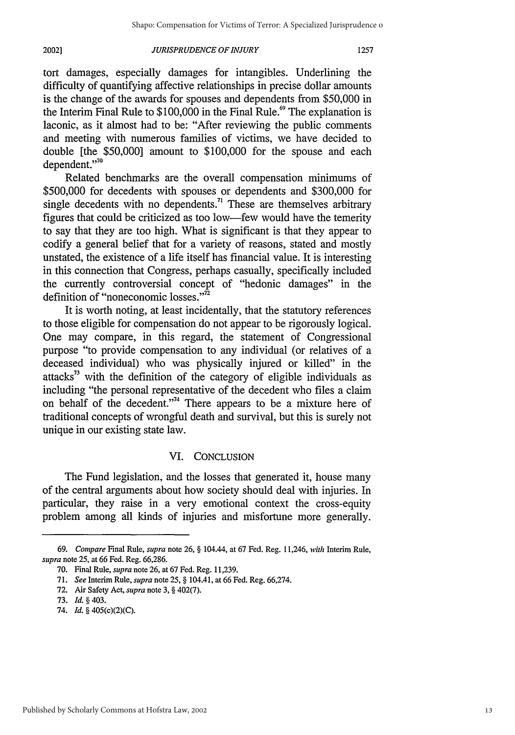tort damages, especially damages for intangibles. Underlining the difficulty of quantifying affective relationships in precise dollar amounts is the change of the awards for spouses and dependents from $50,000 in the Interim Final Rule to $100,000 in the Final Rule.[69] The explanation is laconic, as it almost had to be: "After reviewing the public comments and meeting with numerous families of victims, we have decided to double [the $50,000] amount to $100,000 for the spouse and each dependent."[70]

Related benchmarks are the overall compensation minimums of $500,000 for decedents with spouses or dependents and $300,000 for single decedents with no dependents.[71] These are themselves arbitrary figures that could be criticized as too low—few would have the temerity to say that they are too high. What is significant is that they appear to codify a general belief that for a variety of reasons, stated and mostly unstated, the existence of a life itself has financial value. It is interesting in this connection that Congress, perhaps casually, specifically included the currently controversial concept of "hedonic damages" in the definition of "noneconomic losses."[72]

It is worth noting, at least incidentally, that the statutory references to those eligible for compensation do not appear to be rigorously logical. One may compare, in this regard, the statement of Congressional purpose "to provide compensation to any individual (or relatives of a deceased individual) who was physically injured or killed" in the attacks[73] with the definition of the category of eligible individuals as including "the personal representative of the decedent who files a claim on behalf of the decedent."[74] There appears to be a mixture here of traditional concepts of wrongful death and survival, but this is surely not unique in our existing state law.

## VI. CONCLUSION

The Fund legislation, and the losses that generated it, house many of the central arguments about how society should deal with injuries. In particular, they raise in a very emotional context the cross-equity problem among all kinds of injuries and misfortune more generally.

---

69. *Compare* Final Rule, *supra* note 26, § 104.44, at 67 Fed. Reg. 11,246, *with* Interim Rule, *supra* note 25, at 66 Fed. Reg. 66,286.

70. Final Rule, *supra* note 26, at 67 Fed. Reg. 11,239.

71. *See* Interim Rule, *supra* note 25, § 104.41, at 66 Fed. Reg. 66,274.

72. Air Safety Act, *supra* note 3, § 402(7).

73. *Id.* § 403.

74. *Id.* § 405(c)(2)(C).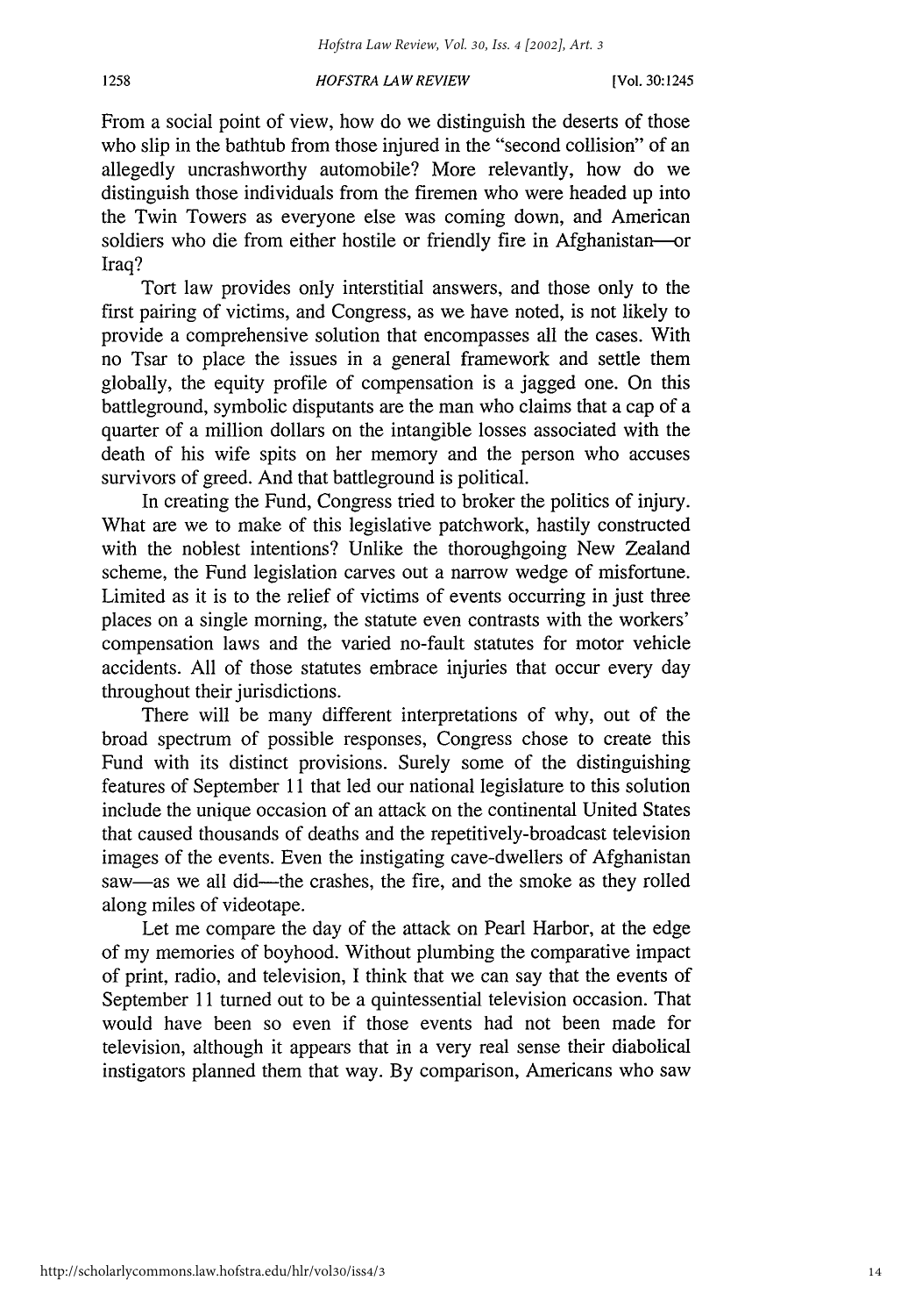From a social point of view, how do we distinguish the deserts of those who slip in the bathtub from those injured in the "second collision" of an allegedly uncrashworthy automobile? More relevantly, how do we distinguish those individuals from the firemen who were headed up into the Twin Towers as everyone else was coming down, and American soldiers who die from either hostile or friendly fire in Afghanistan—or Iraq?

Tort law provides only interstitial answers, and those only to the first pairing of victims, and Congress, as we have noted, is not likely to provide a comprehensive solution that encompasses all the cases. With no Tsar to place the issues in a general framework and settle them globally, the equity profile of compensation is a jagged one. On this battleground, symbolic disputants are the man who claims that a cap of a quarter of a million dollars on the intangible losses associated with the death of his wife spits on her memory and the person who accuses survivors of greed. And that battleground is political.

In creating the Fund, Congress tried to broker the politics of injury. What are we to make of this legislative patchwork, hastily constructed with the noblest intentions? Unlike the thoroughgoing New Zealand scheme, the Fund legislation carves out a narrow wedge of misfortune. Limited as it is to the relief of victims of events occurring in just three places on a single morning, the statute even contrasts with the workers' compensation laws and the varied no-fault statutes for motor vehicle accidents. All of those statutes embrace injuries that occur every day throughout their jurisdictions.

There will be many different interpretations of why, out of the broad spectrum of possible responses, Congress chose to create this Fund with its distinct provisions. Surely some of the distinguishing features of September 11 that led our national legislature to this solution include the unique occasion of an attack on the continental United States that caused thousands of deaths and the repetitively-broadcast television images of the events. Even the instigating cave-dwellers of Afghanistan saw—as we all did—the crashes, the fire, and the smoke as they rolled along miles of videotape.

Let me compare the day of the attack on Pearl Harbor, at the edge of my memories of boyhood. Without plumbing the comparative impact of print, radio, and television, I think that we can say that the events of September 11 turned out to be a quintessential television occasion. That would have been so even if those events had not been made for television, although it appears that in a very real sense their diabolical instigators planned them that way. By comparison, Americans who saw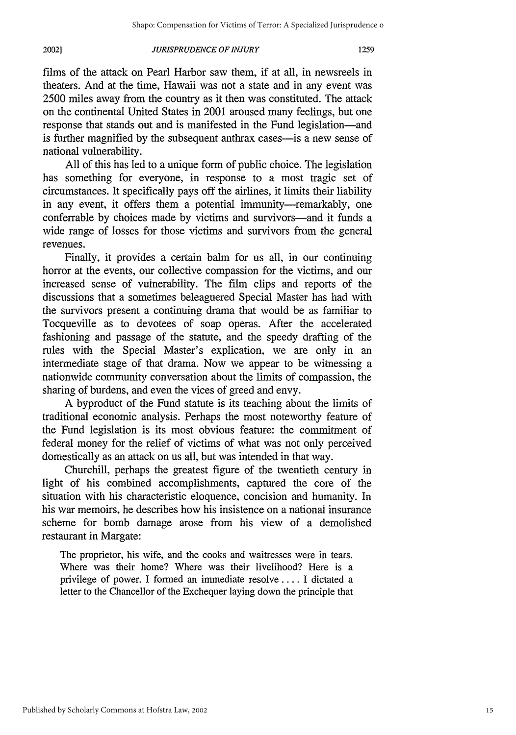films of the attack on Pearl Harbor saw them, if at all, in newsreels in theaters. And at the time, Hawaii was not a state and in any event was 2500 miles away from the country as it then was constituted. The attack on the continental United States in 2001 aroused many feelings, but one response that stands out and is manifested in the Fund legislation—and is further magnified by the subsequent anthrax cases—is a new sense of national vulnerability.

All of this has led to a unique form of public choice. The legislation has something for everyone, in response to a most tragic set of circumstances. It specifically pays off the airlines, it limits their liability in any event, it offers them a potential immunity—remarkably, one conferrable by choices made by victims and survivors—and it funds a wide range of losses for those victims and survivors from the general revenues.

Finally, it provides a certain balm for us all, in our continuing horror at the events, our collective compassion for the victims, and our increased sense of vulnerability. The film clips and reports of the discussions that a sometimes beleaguered Special Master has had with the survivors present a continuing drama that would be as familiar to Tocqueville as to devotees of soap operas. After the accelerated fashioning and passage of the statute, and the speedy drafting of the rules with the Special Master's explication, we are only in an intermediate stage of that drama. Now we appear to be witnessing a nationwide community conversation about the limits of compassion, the sharing of burdens, and even the vices of greed and envy.

A byproduct of the Fund statute is its teaching about the limits of traditional economic analysis. Perhaps the most noteworthy feature of the Fund legislation is its most obvious feature: the commitment of federal money for the relief of victims of what was not only perceived domestically as an attack on us all, but was intended in that way.

Churchill, perhaps the greatest figure of the twentieth century in light of his combined accomplishments, captured the core of the situation with his characteristic eloquence, concision and humanity. In his war memoirs, he describes how his insistence on a national insurance scheme for bomb damage arose from his view of a demolished restaurant in Margate:

> The proprietor, his wife, and the cooks and waitresses were in tears. Where was their home? Where was their livelihood? Here is a privilege of power. I formed an immediate resolve . . . . I dictated a letter to the Chancellor of the Exchequer laying down the principle that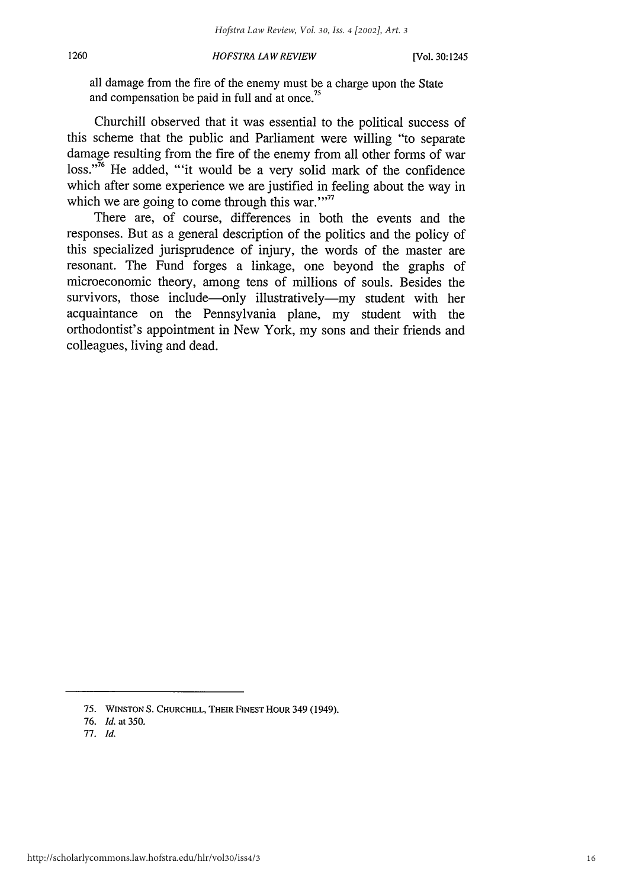all damage from the fire of the enemy must be a charge upon the State and compensation be paid in full and at once.[75]

Churchill observed that it was essential to the political success of this scheme that the public and Parliament were willing "to separate damage resulting from the fire of the enemy from all other forms of war loss."[76] He added, "'it would be a very solid mark of the confidence which after some experience we are justified in feeling about the way in which we are going to come through this war.'"[77]

There are, of course, differences in both the events and the responses. But as a general description of the politics and the policy of this specialized jurisprudence of injury, the words of the master are resonant. The Fund forges a linkage, one beyond the graphs of microeconomic theory, among tens of millions of souls. Besides the survivors, those include—only illustratively—my student with her acquaintance on the Pennsylvania plane, my student with the orthodontist's appointment in New York, my sons and their friends and colleagues, living and dead.

---

75. WINSTON S. CHURCHILL, THEIR FINEST HOUR 349 (1949).

76. *Id.* at 350.

77. *Id.*